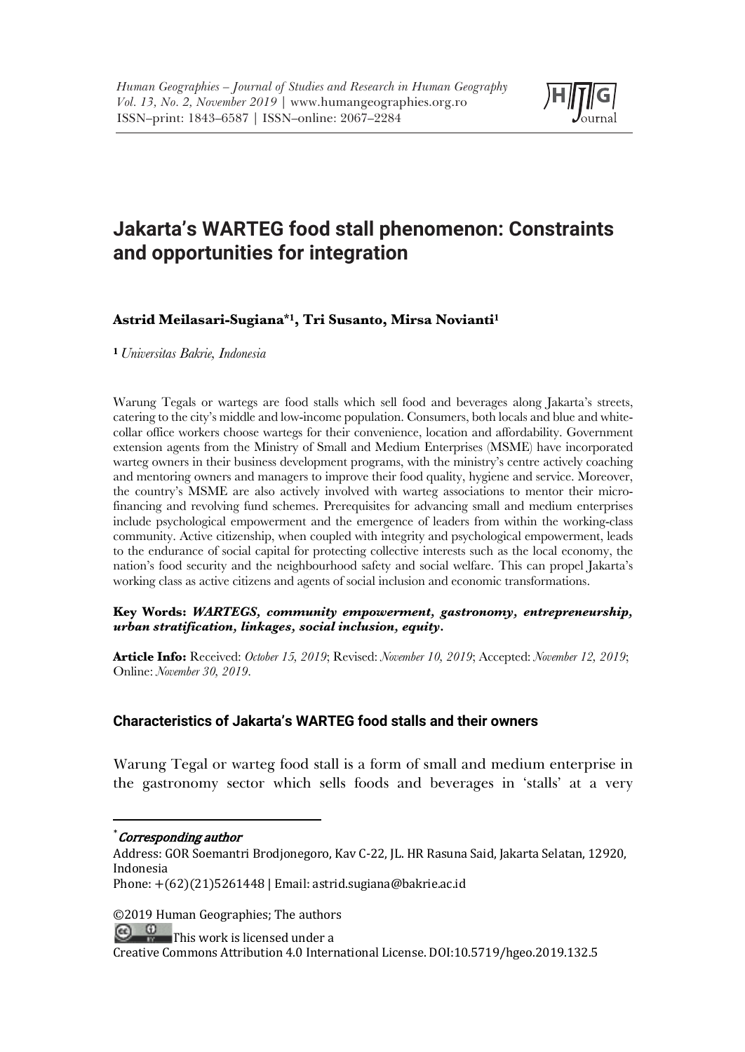# Jakarta's WARTEG food stall phenomenon: Constraints and opportunities for integration

**Astrid Meilasari-Sugiana*[1], Tri Susanto, Mirsa Novianti[1]**

[1] *Universitas Bakrie, Indonesia*

Warung Tegals or wartegs are food stalls which sell food and beverages along Jakarta's streets, catering to the city's middle and low-income population. Consumers, both locals and blue and white-collar office workers choose wartegs for their convenience, location and affordability. Government extension agents from the Ministry of Small and Medium Enterprises (MSME) have incorporated warteg owners in their business development programs, with the ministry's centre actively coaching and mentoring owners and managers to improve their food quality, hygiene and service. Moreover, the country's MSME are also actively involved with warteg associations to mentor their micro-financing and revolving fund schemes. Prerequisites for advancing small and medium enterprises include psychological empowerment and the emergence of leaders from within the working-class community. Active citizenship, when coupled with integrity and psychological empowerment, leads to the endurance of social capital for protecting collective interests such as the local economy, the nation's food security and the neighbourhood safety and social welfare. This can propel Jakarta's working class as active citizens and agents of social inclusion and economic transformations.

**Key Words:** ***WARTEGS, community empowerment, gastronomy, entrepreneurship, urban stratification, linkages, social inclusion, equity.***

**Article Info:** Received: *October 15, 2019*; Revised: *November 10, 2019*; Accepted: *November 12, 2019*; Online: *November 30, 2019*.

## Characteristics of Jakarta's WARTEG food stalls and their owners

Warung Tegal or warteg food stall is a form of small and medium enterprise in the gastronomy sector which sells foods and beverages in 'stalls' at a very

---

\* *Corresponding author*

Address: GOR Soemantri Brodjonegoro, Kav C-22, JL. HR Rasuna Said, Jakarta Selatan, 12920, Indonesia

Phone: +(62)(21)5261448 | Email: astrid.sugiana@bakrie.ac.id

©2019 Human Geographies; The authors

This work is licensed under a Creative Commons Attribution 4.0 International License. DOI:10.5719/hgeo.2019.132.5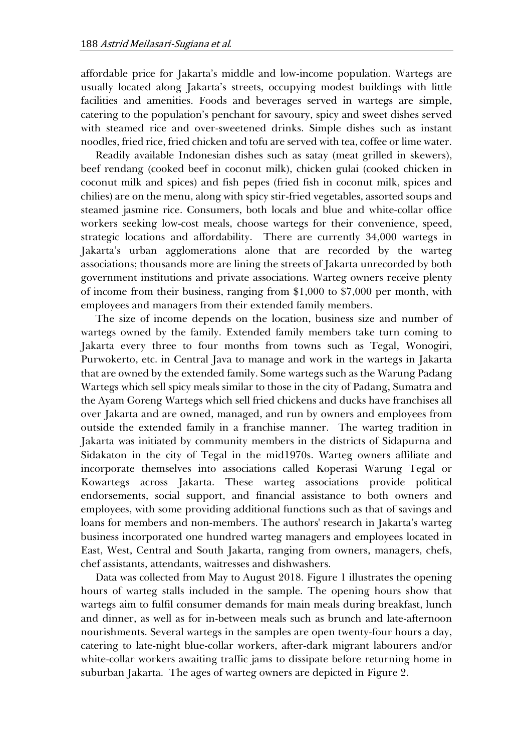affordable price for Jakarta's middle and low-income population. Wartegs are usually located along Jakarta's streets, occupying modest buildings with little facilities and amenities. Foods and beverages served in wartegs are simple, catering to the population's penchant for savoury, spicy and sweet dishes served with steamed rice and over-sweetened drinks. Simple dishes such as instant noodles, fried rice, fried chicken and tofu are served with tea, coffee or lime water.

Readily available Indonesian dishes such as satay (meat grilled in skewers), beef rendang (cooked beef in coconut milk), chicken gulai (cooked chicken in coconut milk and spices) and fish pepes (fried fish in coconut milk, spices and chilies) are on the menu, along with spicy stir-fried vegetables, assorted soups and steamed jasmine rice. Consumers, both locals and blue and white-collar office workers seeking low-cost meals, choose wartegs for their convenience, speed, strategic locations and affordability. There are currently 34,000 wartegs in Jakarta's urban agglomerations alone that are recorded by the warteg associations; thousands more are lining the streets of Jakarta unrecorded by both government institutions and private associations. Warteg owners receive plenty of income from their business, ranging from $1,000 to $7,000 per month, with employees and managers from their extended family members.

The size of income depends on the location, business size and number of wartegs owned by the family. Extended family members take turn coming to Jakarta every three to four months from towns such as Tegal, Wonogiri, Purwokerto, etc. in Central Java to manage and work in the wartegs in Jakarta that are owned by the extended family. Some wartegs such as the Warung Padang Wartegs which sell spicy meals similar to those in the city of Padang, Sumatra and the Ayam Goreng Wartegs which sell fried chickens and ducks have franchises all over Jakarta and are owned, managed, and run by owners and employees from outside the extended family in a franchise manner. The warteg tradition in Jakarta was initiated by community members in the districts of Sidapurna and Sidakaton in the city of Tegal in the mid1970s. Warteg owners affiliate and incorporate themselves into associations called Koperasi Warung Tegal or Kowartegs across Jakarta. These warteg associations provide political endorsements, social support, and financial assistance to both owners and employees, with some providing additional functions such as that of savings and loans for members and non-members. The authors' research in Jakarta's warteg business incorporated one hundred warteg managers and employees located in East, West, Central and South Jakarta, ranging from owners, managers, chefs, chef assistants, attendants, waitresses and dishwashers.

Data was collected from May to August 2018. Figure 1 illustrates the opening hours of warteg stalls included in the sample. The opening hours show that wartegs aim to fulfil consumer demands for main meals during breakfast, lunch and dinner, as well as for in-between meals such as brunch and late-afternoon nourishments. Several wartegs in the samples are open twenty-four hours a day, catering to late-night blue-collar workers, after-dark migrant labourers and/or white-collar workers awaiting traffic jams to dissipate before returning home in suburban Jakarta. The ages of warteg owners are depicted in Figure 2.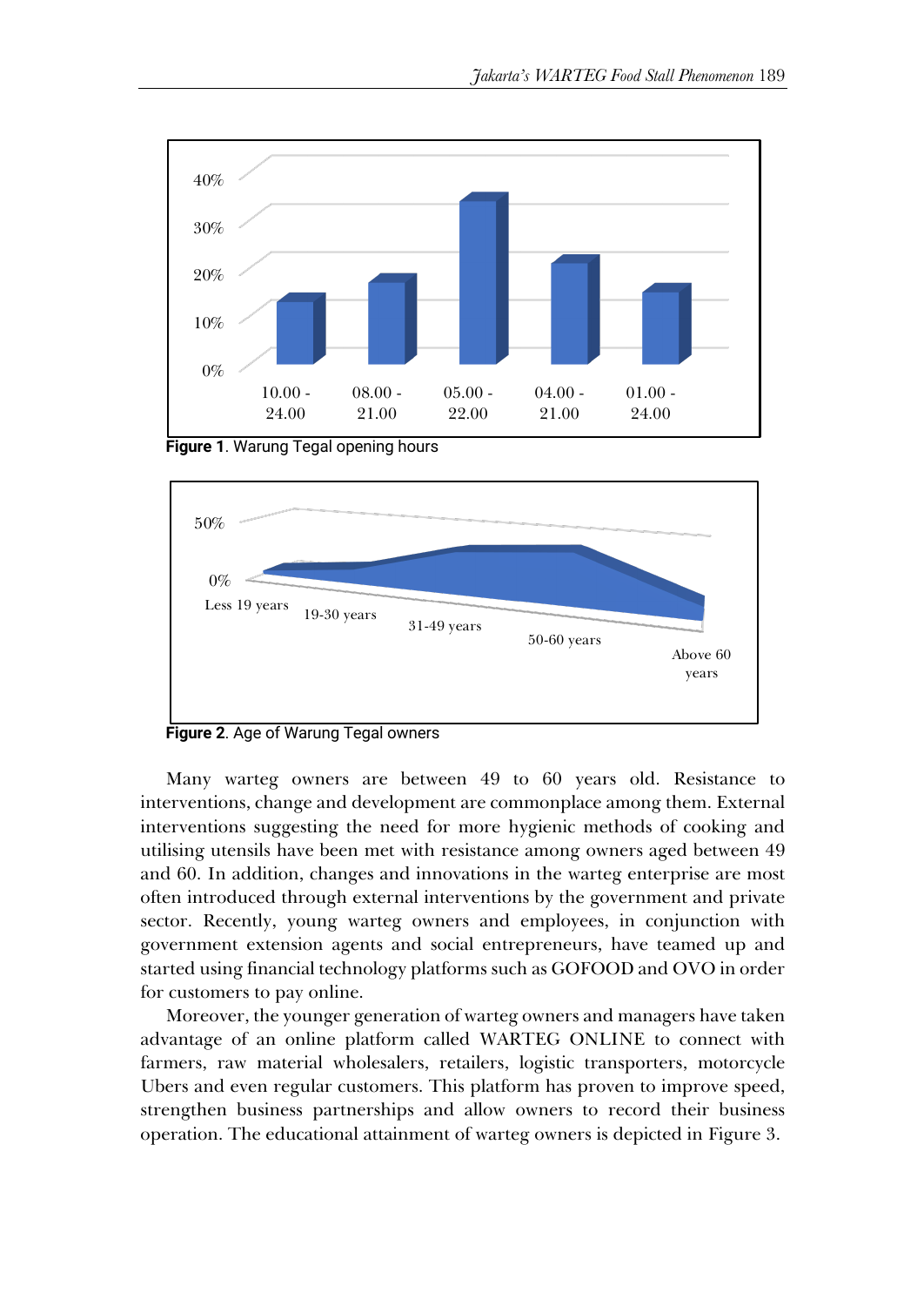**Figure 1**. Warung Tegal opening hours

**Figure 2**. Age of Warung Tegal owners

Many warteg owners are between 49 to 60 years old. Resistance to interventions, change and development are commonplace among them. External interventions suggesting the need for more hygienic methods of cooking and utilising utensils have been met with resistance among owners aged between 49 and 60. In addition, changes and innovations in the warteg enterprise are most often introduced through external interventions by the government and private sector. Recently, young warteg owners and employees, in conjunction with government extension agents and social entrepreneurs, have teamed up and started using financial technology platforms such as GOFOOD and OVO in order for customers to pay online.

Moreover, the younger generation of warteg owners and managers have taken advantage of an online platform called WARTEG ONLINE to connect with farmers, raw material wholesalers, retailers, logistic transporters, motorcycle Ubers and even regular customers. This platform has proven to improve speed, strengthen business partnerships and allow owners to record their business operation. The educational attainment of warteg owners is depicted in Figure 3.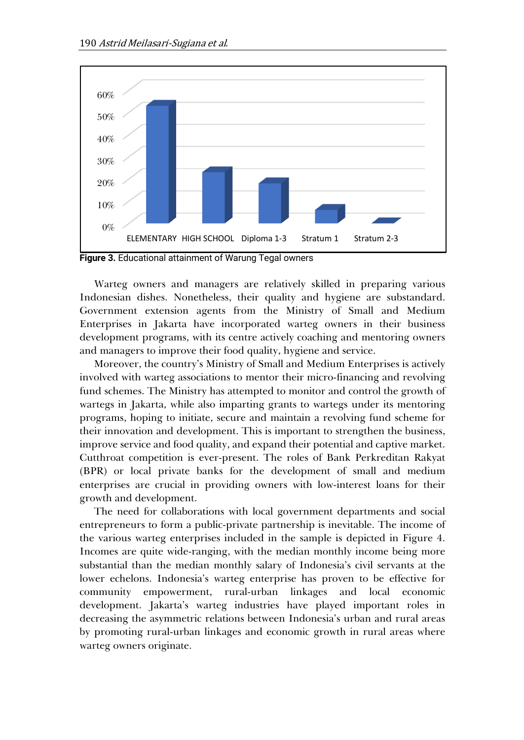Figure 3. Educational attainment of Warung Tegal owners

Warteg owners and managers are relatively skilled in preparing various Indonesian dishes. Nonetheless, their quality and hygiene are substandard. Government extension agents from the Ministry of Small and Medium Enterprises in Jakarta have incorporated warteg owners in their business development programs, with its centre actively coaching and mentoring owners and managers to improve their food quality, hygiene and service.

Moreover, the country's Ministry of Small and Medium Enterprises is actively involved with warteg associations to mentor their micro-financing and revolving fund schemes. The Ministry has attempted to monitor and control the growth of wartegs in Jakarta, while also imparting grants to wartegs under its mentoring programs, hoping to initiate, secure and maintain a revolving fund scheme for their innovation and development. This is important to strengthen the business, improve service and food quality, and expand their potential and captive market. Cutthroat competition is ever-present. The roles of Bank Perkreditan Rakyat (BPR) or local private banks for the development of small and medium enterprises are crucial in providing owners with low-interest loans for their growth and development.

The need for collaborations with local government departments and social entrepreneurs to form a public-private partnership is inevitable. The income of the various warteg enterprises included in the sample is depicted in Figure 4. Incomes are quite wide-ranging, with the median monthly income being more substantial than the median monthly salary of Indonesia's civil servants at the lower echelons. Indonesia's warteg enterprise has proven to be effective for community empowerment, rural-urban linkages and local economic development. Jakarta's warteg industries have played important roles in decreasing the asymmetric relations between Indonesia's urban and rural areas by promoting rural-urban linkages and economic growth in rural areas where warteg owners originate.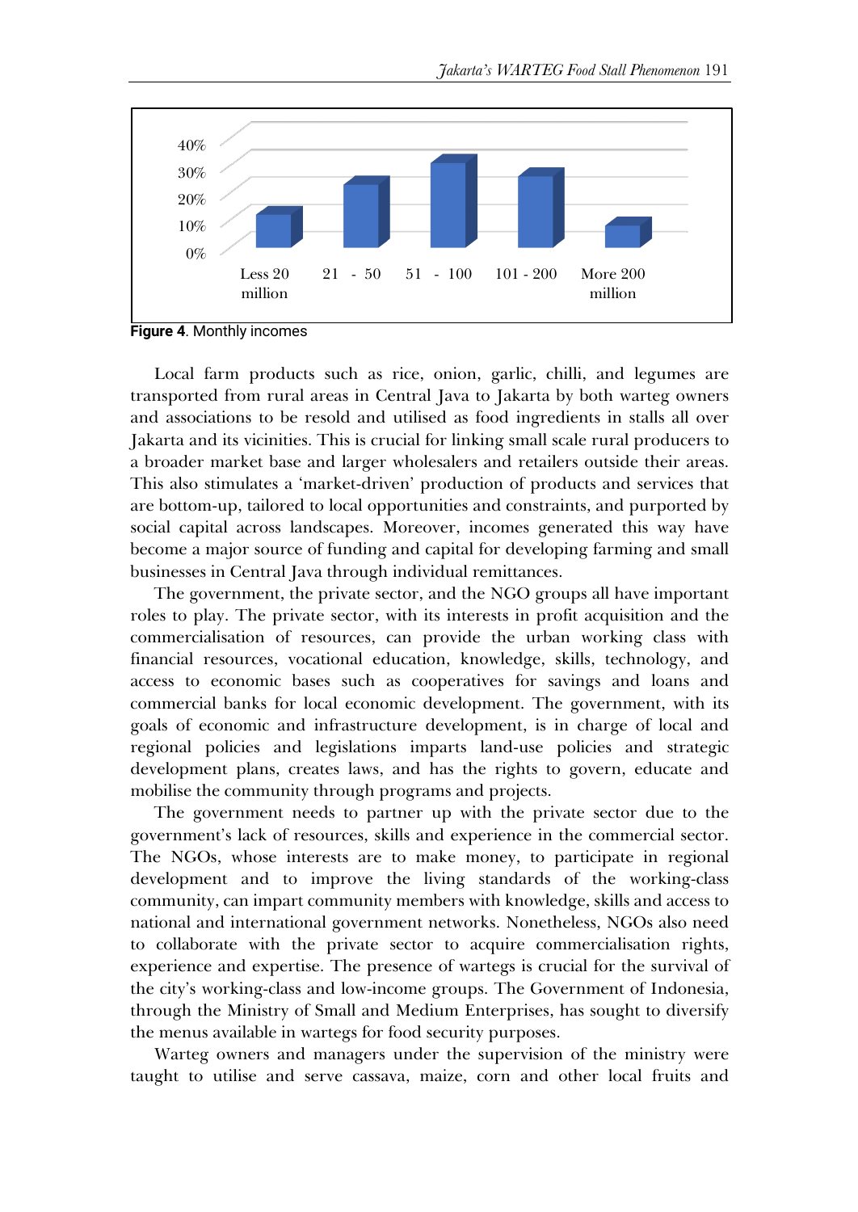Figure 4. Monthly incomes

Local farm products such as rice, onion, garlic, chilli, and legumes are transported from rural areas in Central Java to Jakarta by both warteg owners and associations to be resold and utilised as food ingredients in stalls all over Jakarta and its vicinities. This is crucial for linking small scale rural producers to a broader market base and larger wholesalers and retailers outside their areas. This also stimulates a 'market-driven' production of products and services that are bottom-up, tailored to local opportunities and constraints, and purported by social capital across landscapes. Moreover, incomes generated this way have become a major source of funding and capital for developing farming and small businesses in Central Java through individual remittances.

The government, the private sector, and the NGO groups all have important roles to play. The private sector, with its interests in profit acquisition and the commercialisation of resources, can provide the urban working class with financial resources, vocational education, knowledge, skills, technology, and access to economic bases such as cooperatives for savings and loans and commercial banks for local economic development. The government, with its goals of economic and infrastructure development, is in charge of local and regional policies and legislations imparts land-use policies and strategic development plans, creates laws, and has the rights to govern, educate and mobilise the community through programs and projects.

The government needs to partner up with the private sector due to the government's lack of resources, skills and experience in the commercial sector. The NGOs, whose interests are to make money, to participate in regional development and to improve the living standards of the working-class community, can impart community members with knowledge, skills and access to national and international government networks. Nonetheless, NGOs also need to collaborate with the private sector to acquire commercialisation rights, experience and expertise. The presence of wartegs is crucial for the survival of the city's working-class and low-income groups. The Government of Indonesia, through the Ministry of Small and Medium Enterprises, has sought to diversify the menus available in wartegs for food security purposes.

Warteg owners and managers under the supervision of the ministry were taught to utilise and serve cassava, maize, corn and other local fruits and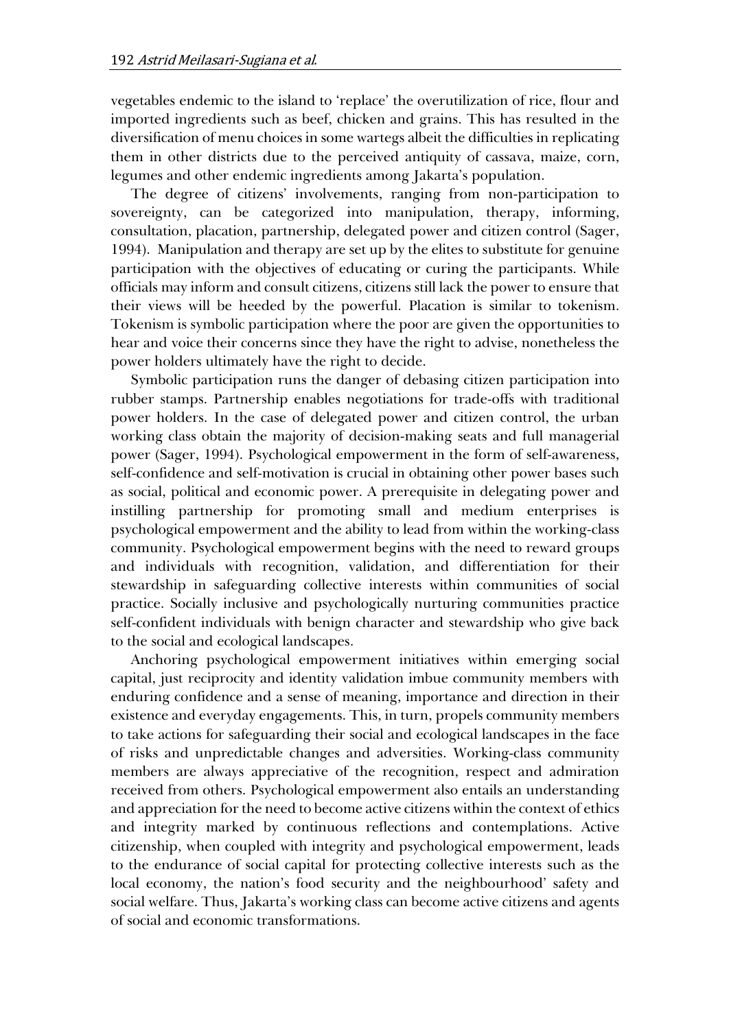vegetables endemic to the island to 'replace' the overutilization of rice, flour and imported ingredients such as beef, chicken and grains. This has resulted in the diversification of menu choices in some wartegs albeit the difficulties in replicating them in other districts due to the perceived antiquity of cassava, maize, corn, legumes and other endemic ingredients among Jakarta's population.

The degree of citizens' involvements, ranging from non-participation to sovereignty, can be categorized into manipulation, therapy, informing, consultation, placation, partnership, delegated power and citizen control (Sager, 1994). Manipulation and therapy are set up by the elites to substitute for genuine participation with the objectives of educating or curing the participants. While officials may inform and consult citizens, citizens still lack the power to ensure that their views will be heeded by the powerful. Placation is similar to tokenism. Tokenism is symbolic participation where the poor are given the opportunities to hear and voice their concerns since they have the right to advise, nonetheless the power holders ultimately have the right to decide.

Symbolic participation runs the danger of debasing citizen participation into rubber stamps. Partnership enables negotiations for trade-offs with traditional power holders. In the case of delegated power and citizen control, the urban working class obtain the majority of decision-making seats and full managerial power (Sager, 1994). Psychological empowerment in the form of self-awareness, self-confidence and self-motivation is crucial in obtaining other power bases such as social, political and economic power. A prerequisite in delegating power and instilling partnership for promoting small and medium enterprises is psychological empowerment and the ability to lead from within the working-class community. Psychological empowerment begins with the need to reward groups and individuals with recognition, validation, and differentiation for their stewardship in safeguarding collective interests within communities of social practice. Socially inclusive and psychologically nurturing communities practice self-confident individuals with benign character and stewardship who give back to the social and ecological landscapes.

Anchoring psychological empowerment initiatives within emerging social capital, just reciprocity and identity validation imbue community members with enduring confidence and a sense of meaning, importance and direction in their existence and everyday engagements. This, in turn, propels community members to take actions for safeguarding their social and ecological landscapes in the face of risks and unpredictable changes and adversities. Working-class community members are always appreciative of the recognition, respect and admiration received from others. Psychological empowerment also entails an understanding and appreciation for the need to become active citizens within the context of ethics and integrity marked by continuous reflections and contemplations. Active citizenship, when coupled with integrity and psychological empowerment, leads to the endurance of social capital for protecting collective interests such as the local economy, the nation's food security and the neighbourhood' safety and social welfare. Thus, Jakarta's working class can become active citizens and agents of social and economic transformations.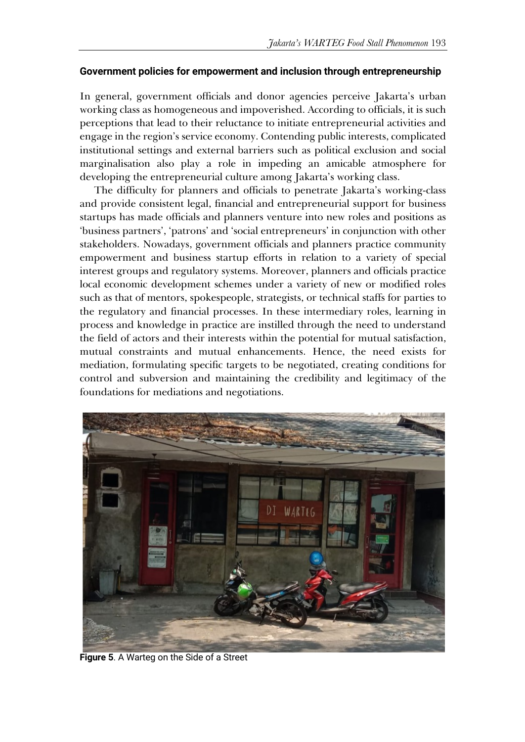### Government policies for empowerment and inclusion through entrepreneurship

In general, government officials and donor agencies perceive Jakarta's urban working class as homogeneous and impoverished. According to officials, it is such perceptions that lead to their reluctance to initiate entrepreneurial activities and engage in the region's service economy. Contending public interests, complicated institutional settings and external barriers such as political exclusion and social marginalisation also play a role in impeding an amicable atmosphere for developing the entrepreneurial culture among Jakarta's working class.

The difficulty for planners and officials to penetrate Jakarta's working-class and provide consistent legal, financial and entrepreneurial support for business startups has made officials and planners venture into new roles and positions as 'business partners', 'patrons' and 'social entrepreneurs' in conjunction with other stakeholders. Nowadays, government officials and planners practice community empowerment and business startup efforts in relation to a variety of special interest groups and regulatory systems. Moreover, planners and officials practice local economic development schemes under a variety of new or modified roles such as that of mentors, spokespeople, strategists, or technical staffs for parties to the regulatory and financial processes. In these intermediary roles, learning in process and knowledge in practice are instilled through the need to understand the field of actors and their interests within the potential for mutual satisfaction, mutual constraints and mutual enhancements. Hence, the need exists for mediation, formulating specific targets to be negotiated, creating conditions for control and subversion and maintaining the credibility and legitimacy of the foundations for mediations and negotiations.

**Figure 5**. A Warteg on the Side of a Street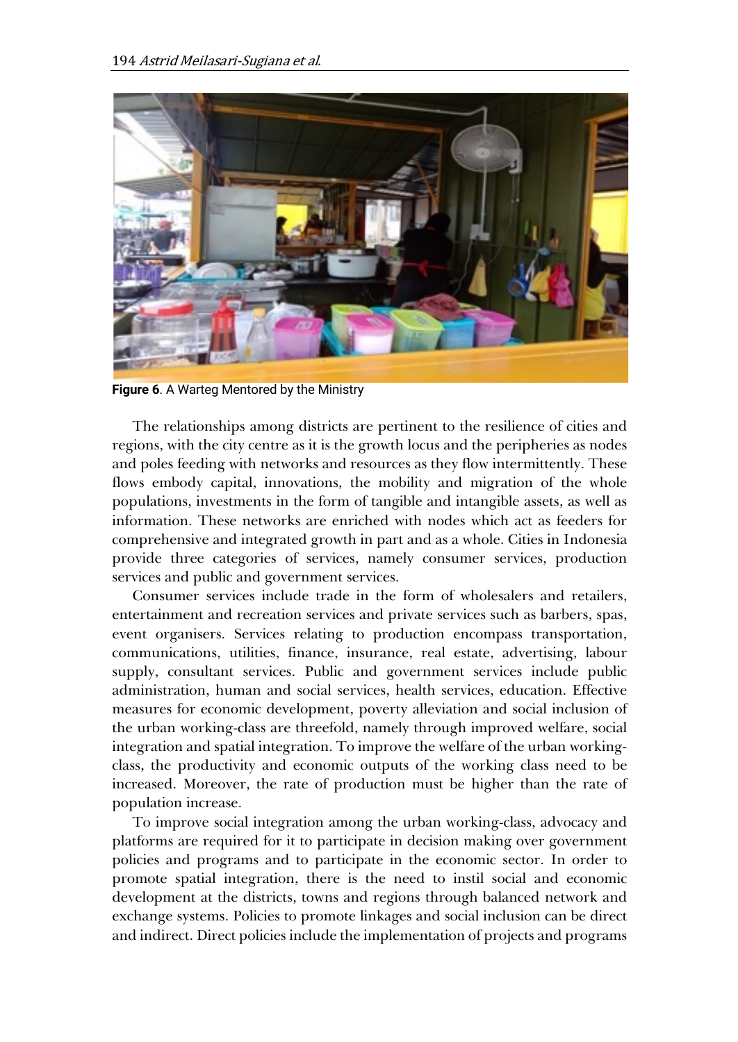Figure 6. A Warteg Mentored by the Ministry

The relationships among districts are pertinent to the resilience of cities and regions, with the city centre as it is the growth locus and the peripheries as nodes and poles feeding with networks and resources as they flow intermittently. These flows embody capital, innovations, the mobility and migration of the whole populations, investments in the form of tangible and intangible assets, as well as information. These networks are enriched with nodes which act as feeders for comprehensive and integrated growth in part and as a whole. Cities in Indonesia provide three categories of services, namely consumer services, production services and public and government services.

Consumer services include trade in the form of wholesalers and retailers, entertainment and recreation services and private services such as barbers, spas, event organisers. Services relating to production encompass transportation, communications, utilities, finance, insurance, real estate, advertising, labour supply, consultant services. Public and government services include public administration, human and social services, health services, education. Effective measures for economic development, poverty alleviation and social inclusion of the urban working-class are threefold, namely through improved welfare, social integration and spatial integration. To improve the welfare of the urban working-class, the productivity and economic outputs of the working class need to be increased. Moreover, the rate of production must be higher than the rate of population increase.

To improve social integration among the urban working-class, advocacy and platforms are required for it to participate in decision making over government policies and programs and to participate in the economic sector. In order to promote spatial integration, there is the need to instil social and economic development at the districts, towns and regions through balanced network and exchange systems. Policies to promote linkages and social inclusion can be direct and indirect. Direct policies include the implementation of projects and programs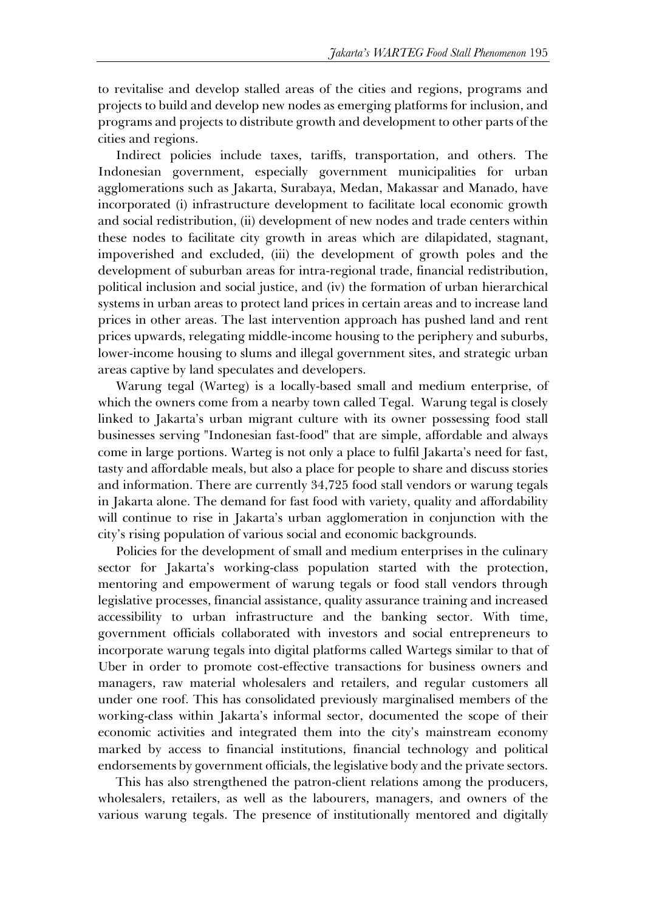to revitalise and develop stalled areas of the cities and regions, programs and projects to build and develop new nodes as emerging platforms for inclusion, and programs and projects to distribute growth and development to other parts of the cities and regions.

Indirect policies include taxes, tariffs, transportation, and others. The Indonesian government, especially government municipalities for urban agglomerations such as Jakarta, Surabaya, Medan, Makassar and Manado, have incorporated (i) infrastructure development to facilitate local economic growth and social redistribution, (ii) development of new nodes and trade centers within these nodes to facilitate city growth in areas which are dilapidated, stagnant, impoverished and excluded, (iii) the development of growth poles and the development of suburban areas for intra-regional trade, financial redistribution, political inclusion and social justice, and (iv) the formation of urban hierarchical systems in urban areas to protect land prices in certain areas and to increase land prices in other areas. The last intervention approach has pushed land and rent prices upwards, relegating middle-income housing to the periphery and suburbs, lower-income housing to slums and illegal government sites, and strategic urban areas captive by land speculates and developers.

Warung tegal (Warteg) is a locally-based small and medium enterprise, of which the owners come from a nearby town called Tegal. Warung tegal is closely linked to Jakarta's urban migrant culture with its owner possessing food stall businesses serving "Indonesian fast-food" that are simple, affordable and always come in large portions. Warteg is not only a place to fulfil Jakarta's need for fast, tasty and affordable meals, but also a place for people to share and discuss stories and information. There are currently 34,725 food stall vendors or warung tegals in Jakarta alone. The demand for fast food with variety, quality and affordability will continue to rise in Jakarta's urban agglomeration in conjunction with the city's rising population of various social and economic backgrounds.

Policies for the development of small and medium enterprises in the culinary sector for Jakarta's working-class population started with the protection, mentoring and empowerment of warung tegals or food stall vendors through legislative processes, financial assistance, quality assurance training and increased accessibility to urban infrastructure and the banking sector. With time, government officials collaborated with investors and social entrepreneurs to incorporate warung tegals into digital platforms called Wartegs similar to that of Uber in order to promote cost-effective transactions for business owners and managers, raw material wholesalers and retailers, and regular customers all under one roof. This has consolidated previously marginalised members of the working-class within Jakarta's informal sector, documented the scope of their economic activities and integrated them into the city's mainstream economy marked by access to financial institutions, financial technology and political endorsements by government officials, the legislative body and the private sectors.

This has also strengthened the patron-client relations among the producers, wholesalers, retailers, as well as the labourers, managers, and owners of the various warung tegals. The presence of institutionally mentored and digitally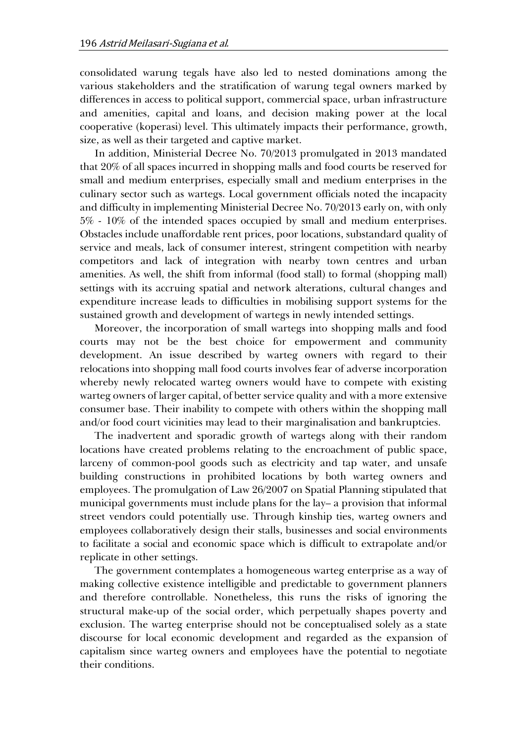consolidated warung tegals have also led to nested dominations among the various stakeholders and the stratification of warung tegal owners marked by differences in access to political support, commercial space, urban infrastructure and amenities, capital and loans, and decision making power at the local cooperative (koperasi) level. This ultimately impacts their performance, growth, size, as well as their targeted and captive market.

In addition, Ministerial Decree No. 70/2013 promulgated in 2013 mandated that 20% of all spaces incurred in shopping malls and food courts be reserved for small and medium enterprises, especially small and medium enterprises in the culinary sector such as wartegs. Local government officials noted the incapacity and difficulty in implementing Ministerial Decree No. 70/2013 early on, with only 5% - 10% of the intended spaces occupied by small and medium enterprises. Obstacles include unaffordable rent prices, poor locations, substandard quality of service and meals, lack of consumer interest, stringent competition with nearby competitors and lack of integration with nearby town centres and urban amenities. As well, the shift from informal (food stall) to formal (shopping mall) settings with its accruing spatial and network alterations, cultural changes and expenditure increase leads to difficulties in mobilising support systems for the sustained growth and development of wartegs in newly intended settings.

Moreover, the incorporation of small wartegs into shopping malls and food courts may not be the best choice for empowerment and community development. An issue described by warteg owners with regard to their relocations into shopping mall food courts involves fear of adverse incorporation whereby newly relocated warteg owners would have to compete with existing warteg owners of larger capital, of better service quality and with a more extensive consumer base. Their inability to compete with others within the shopping mall and/or food court vicinities may lead to their marginalisation and bankruptcies.

The inadvertent and sporadic growth of wartegs along with their random locations have created problems relating to the encroachment of public space, larceny of common-pool goods such as electricity and tap water, and unsafe building constructions in prohibited locations by both warteg owners and employees. The promulgation of Law 26/2007 on Spatial Planning stipulated that municipal governments must include plans for the lay– a provision that informal street vendors could potentially use. Through kinship ties, warteg owners and employees collaboratively design their stalls, businesses and social environments to facilitate a social and economic space which is difficult to extrapolate and/or replicate in other settings.

The government contemplates a homogeneous warteg enterprise as a way of making collective existence intelligible and predictable to government planners and therefore controllable. Nonetheless, this runs the risks of ignoring the structural make-up of the social order, which perpetually shapes poverty and exclusion. The warteg enterprise should not be conceptualised solely as a state discourse for local economic development and regarded as the expansion of capitalism since warteg owners and employees have the potential to negotiate their conditions.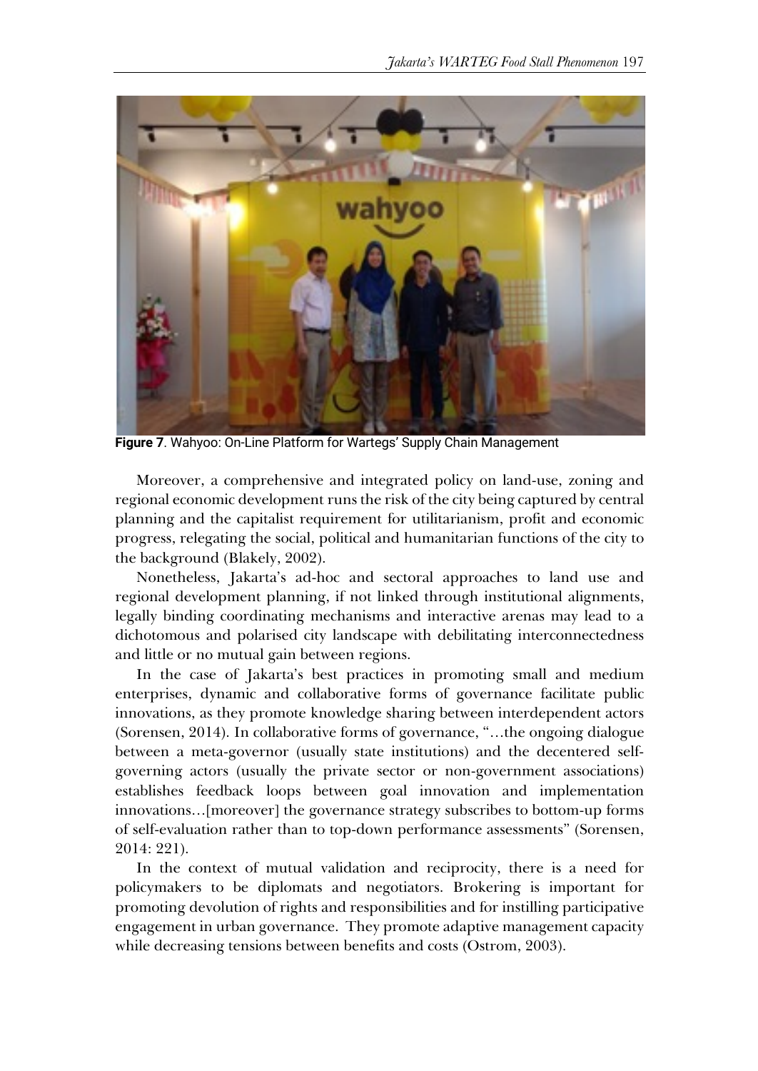**Figure 7**. Wahyoo: On-Line Platform for Wartegs' Supply Chain Management

Moreover, a comprehensive and integrated policy on land-use, zoning and regional economic development runs the risk of the city being captured by central planning and the capitalist requirement for utilitarianism, profit and economic progress, relegating the social, political and humanitarian functions of the city to the background (Blakely, 2002).

Nonetheless, Jakarta's ad-hoc and sectoral approaches to land use and regional development planning, if not linked through institutional alignments, legally binding coordinating mechanisms and interactive arenas may lead to a dichotomous and polarised city landscape with debilitating interconnectedness and little or no mutual gain between regions.

In the case of Jakarta's best practices in promoting small and medium enterprises, dynamic and collaborative forms of governance facilitate public innovations, as they promote knowledge sharing between interdependent actors (Sorensen, 2014). In collaborative forms of governance, "…the ongoing dialogue between a meta-governor (usually state institutions) and the decentered self-governing actors (usually the private sector or non-government associations) establishes feedback loops between goal innovation and implementation innovations…[moreover] the governance strategy subscribes to bottom-up forms of self-evaluation rather than to top-down performance assessments" (Sorensen, 2014: 221).

In the context of mutual validation and reciprocity, there is a need for policymakers to be diplomats and negotiators. Brokering is important for promoting devolution of rights and responsibilities and for instilling participative engagement in urban governance. They promote adaptive management capacity while decreasing tensions between benefits and costs (Ostrom, 2003).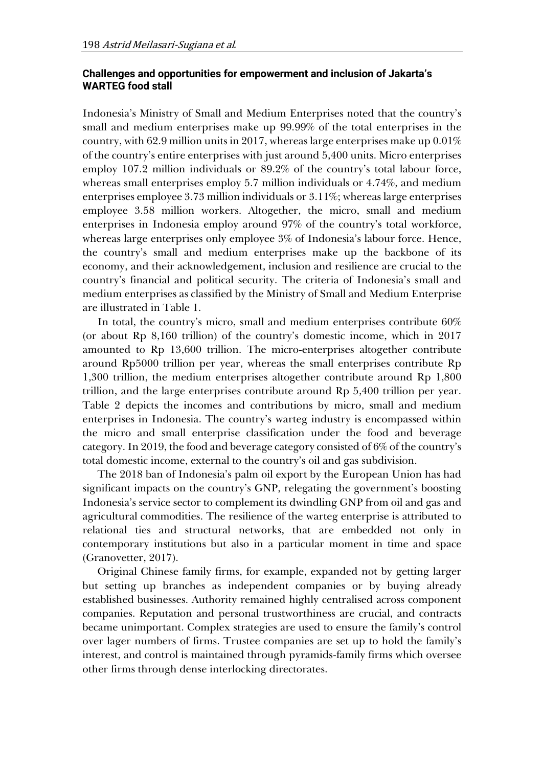### Challenges and opportunities for empowerment and inclusion of Jakarta's WARTEG food stall

Indonesia's Ministry of Small and Medium Enterprises noted that the country's small and medium enterprises make up 99.99% of the total enterprises in the country, with 62.9 million units in 2017, whereas large enterprises make up 0.01% of the country's entire enterprises with just around 5,400 units. Micro enterprises employ 107.2 million individuals or 89.2% of the country's total labour force, whereas small enterprises employ 5.7 million individuals or 4.74%, and medium enterprises employee 3.73 million individuals or 3.11%; whereas large enterprises employee 3.58 million workers. Altogether, the micro, small and medium enterprises in Indonesia employ around 97% of the country's total workforce, whereas large enterprises only employee 3% of Indonesia's labour force. Hence, the country's small and medium enterprises make up the backbone of its economy, and their acknowledgement, inclusion and resilience are crucial to the country's financial and political security. The criteria of Indonesia's small and medium enterprises as classified by the Ministry of Small and Medium Enterprise are illustrated in Table 1.

In total, the country's micro, small and medium enterprises contribute 60% (or about Rp 8,160 trillion) of the country's domestic income, which in 2017 amounted to Rp 13,600 trillion. The micro-enterprises altogether contribute around Rp5000 trillion per year, whereas the small enterprises contribute Rp 1,300 trillion, the medium enterprises altogether contribute around Rp 1,800 trillion, and the large enterprises contribute around Rp 5,400 trillion per year. Table 2 depicts the incomes and contributions by micro, small and medium enterprises in Indonesia. The country's warteg industry is encompassed within the micro and small enterprise classification under the food and beverage category. In 2019, the food and beverage category consisted of 6% of the country's total domestic income, external to the country's oil and gas subdivision.

The 2018 ban of Indonesia's palm oil export by the European Union has had significant impacts on the country's GNP, relegating the government's boosting Indonesia's service sector to complement its dwindling GNP from oil and gas and agricultural commodities. The resilience of the warteg enterprise is attributed to relational ties and structural networks, that are embedded not only in contemporary institutions but also in a particular moment in time and space (Granovetter, 2017).

Original Chinese family firms, for example, expanded not by getting larger but setting up branches as independent companies or by buying already established businesses. Authority remained highly centralised across component companies. Reputation and personal trustworthiness are crucial, and contracts became unimportant. Complex strategies are used to ensure the family's control over lager numbers of firms. Trustee companies are set up to hold the family's interest, and control is maintained through pyramids-family firms which oversee other firms through dense interlocking directorates.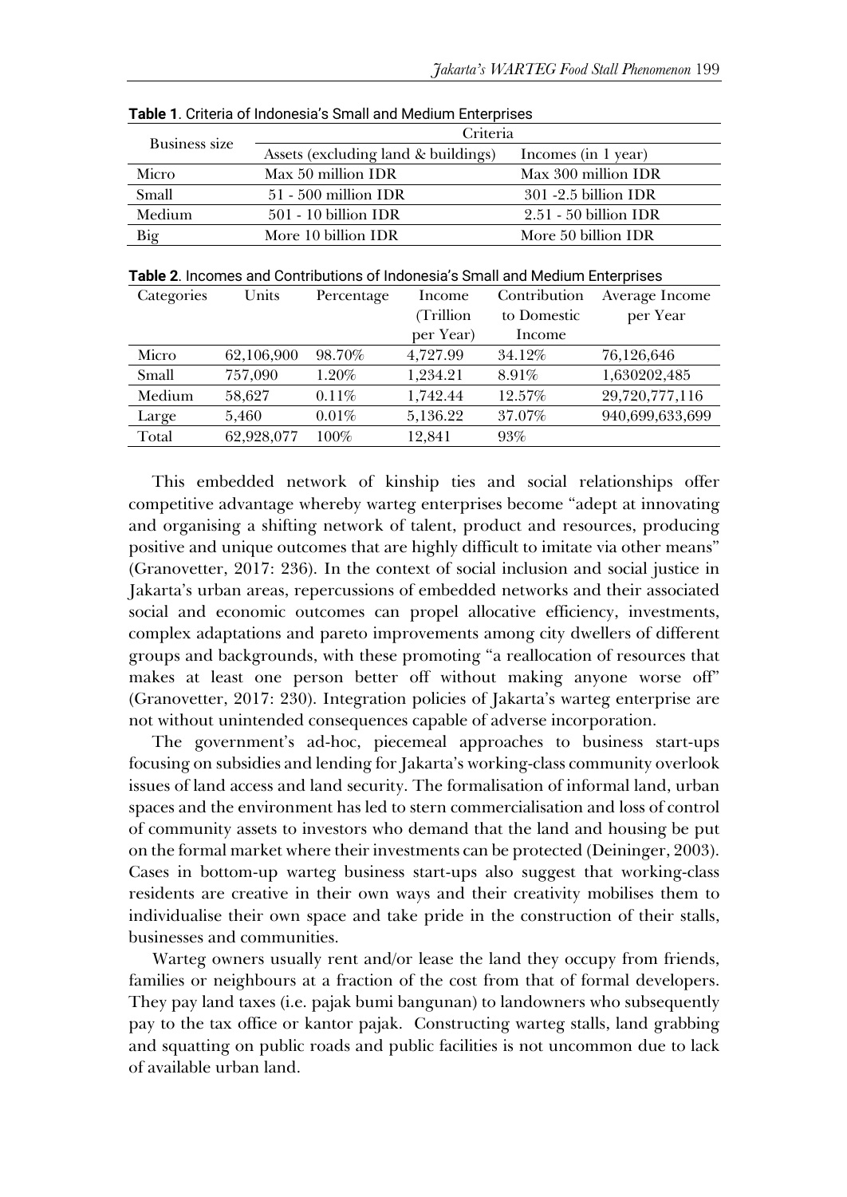**Table 1**. Criteria of Indonesia's Small and Medium Enterprises

| Business size | Criteria | |
|---|---|---|
| | Assets (excluding land & buildings) | Incomes (in 1 year) |
| Micro | Max 50 million IDR | Max 300 million IDR |
| Small | 51 - 500 million IDR | 301 -2.5 billion IDR |
| Medium | 501 - 10 billion IDR | 2.51 - 50 billion IDR |
| Big | More 10 billion IDR | More 50 billion IDR |

**Table 2**. Incomes and Contributions of Indonesia's Small and Medium Enterprises

| Categories | Units | Percentage | Income (Trillion per Year) | Contribution to Domestic Income | Average Income per Year |
|---|---|---|---|---|---|
| Micro | 62,106,900 | 98.70% | 4,727.99 | 34.12% | 76,126,646 |
| Small | 757,090 | 1.20% | 1,234.21 | 8.91% | 1,630202,485 |
| Medium | 58,627 | 0.11% | 1,742.44 | 12.57% | 29,720,777,116 |
| Large | 5,460 | 0.01% | 5,136.22 | 37.07% | 940,699,633,699 |
| Total | 62,928,077 | 100% | 12,841 | 93% | |

This embedded network of kinship ties and social relationships offer competitive advantage whereby warteg enterprises become "adept at innovating and organising a shifting network of talent, product and resources, producing positive and unique outcomes that are highly difficult to imitate via other means" (Granovetter, 2017: 236). In the context of social inclusion and social justice in Jakarta's urban areas, repercussions of embedded networks and their associated social and economic outcomes can propel allocative efficiency, investments, complex adaptations and pareto improvements among city dwellers of different groups and backgrounds, with these promoting "a reallocation of resources that makes at least one person better off without making anyone worse off" (Granovetter, 2017: 230). Integration policies of Jakarta's warteg enterprise are not without unintended consequences capable of adverse incorporation.

The government's ad-hoc, piecemeal approaches to business start-ups focusing on subsidies and lending for Jakarta's working-class community overlook issues of land access and land security. The formalisation of informal land, urban spaces and the environment has led to stern commercialisation and loss of control of community assets to investors who demand that the land and housing be put on the formal market where their investments can be protected (Deininger, 2003). Cases in bottom-up warteg business start-ups also suggest that working-class residents are creative in their own ways and their creativity mobilises them to individualise their own space and take pride in the construction of their stalls, businesses and communities.

Warteg owners usually rent and/or lease the land they occupy from friends, families or neighbours at a fraction of the cost from that of formal developers. They pay land taxes (i.e. pajak bumi bangunan) to landowners who subsequently pay to the tax office or kantor pajak. Constructing warteg stalls, land grabbing and squatting on public roads and public facilities is not uncommon due to lack of available urban land.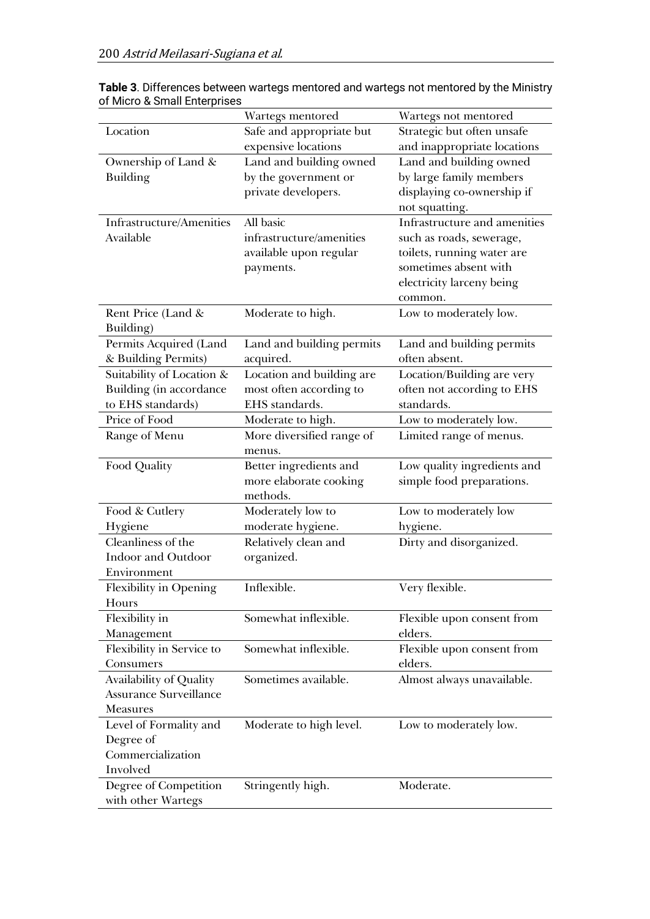**Table 3**. Differences between wartegs mentored and wartegs not mentored by the Ministry of Micro & Small Enterprises

| | Wartegs mentored | Wartegs not mentored |
|---|---|---|
| Location | Safe and appropriate but expensive locations | Strategic but often unsafe and inappropriate locations |
| Ownership of Land & Building | Land and building owned by the government or private developers. | Land and building owned by large family members displaying co-ownership if not squatting. |
| Infrastructure/Amenities Available | All basic infrastructure/amenities available upon regular payments. | Infrastructure and amenities such as roads, sewerage, toilets, running water are sometimes absent with electricity larceny being common. |
| Rent Price (Land & Building) | Moderate to high. | Low to moderately low. |
| Permits Acquired (Land & Building Permits) | Land and building permits acquired. | Land and building permits often absent. |
| Suitability of Location & Building (in accordance to EHS standards) | Location and building are most often according to EHS standards. | Location/Building are very often not according to EHS standards. |
| Price of Food | Moderate to high. | Low to moderately low. |
| Range of Menu | More diversified range of menus. | Limited range of menus. |
| Food Quality | Better ingredients and more elaborate cooking methods. | Low quality ingredients and simple food preparations. |
| Food & Cutlery Hygiene | Moderately low to moderate hygiene. | Low to moderately low hygiene. |
| Cleanliness of the Indoor and Outdoor Environment | Relatively clean and organized. | Dirty and disorganized. |
| Flexibility in Opening Hours | Inflexible. | Very flexible. |
| Flexibility in Management | Somewhat inflexible. | Flexible upon consent from elders. |
| Flexibility in Service to Consumers | Somewhat inflexible. | Flexible upon consent from elders. |
| Availability of Quality Assurance Surveillance Measures | Sometimes available. | Almost always unavailable. |
| Level of Formality and Degree of Commercialization Involved | Moderate to high level. | Low to moderately low. |
| Degree of Competition with other Wartegs | Stringently high. | Moderate. |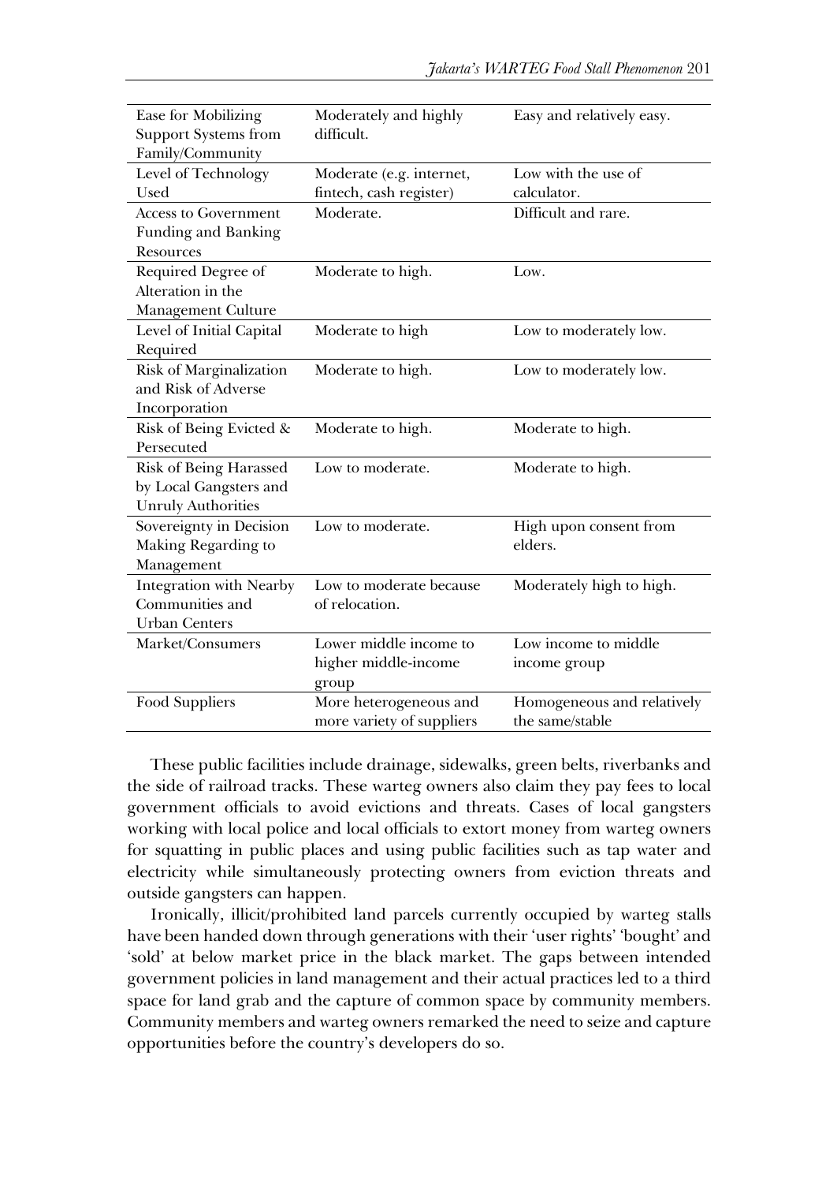| | | |
|---|---|---|
| Ease for Mobilizing Support Systems from Family/Community | Moderately and highly difficult. | Easy and relatively easy. |
| Level of Technology Used | Moderate (e.g. internet, fintech, cash register) | Low with the use of calculator. |
| Access to Government Funding and Banking Resources | Moderate. | Difficult and rare. |
| Required Degree of Alteration in the Management Culture | Moderate to high. | Low. |
| Level of Initial Capital Required | Moderate to high | Low to moderately low. |
| Risk of Marginalization and Risk of Adverse Incorporation | Moderate to high. | Low to moderately low. |
| Risk of Being Evicted & Persecuted | Moderate to high. | Moderate to high. |
| Risk of Being Harassed by Local Gangsters and Unruly Authorities | Low to moderate. | Moderate to high. |
| Sovereignty in Decision Making Regarding to Management | Low to moderate. | High upon consent from elders. |
| Integration with Nearby Communities and Urban Centers | Low to moderate because of relocation. | Moderately high to high. |
| Market/Consumers | Lower middle income to higher middle-income group | Low income to middle income group |
| Food Suppliers | More heterogeneous and more variety of suppliers | Homogeneous and relatively the same/stable |

These public facilities include drainage, sidewalks, green belts, riverbanks and the side of railroad tracks. These warteg owners also claim they pay fees to local government officials to avoid evictions and threats. Cases of local gangsters working with local police and local officials to extort money from warteg owners for squatting in public places and using public facilities such as tap water and electricity while simultaneously protecting owners from eviction threats and outside gangsters can happen.

Ironically, illicit/prohibited land parcels currently occupied by warteg stalls have been handed down through generations with their 'user rights' 'bought' and 'sold' at below market price in the black market. The gaps between intended government policies in land management and their actual practices led to a third space for land grab and the capture of common space by community members. Community members and warteg owners remarked the need to seize and capture opportunities before the country's developers do so.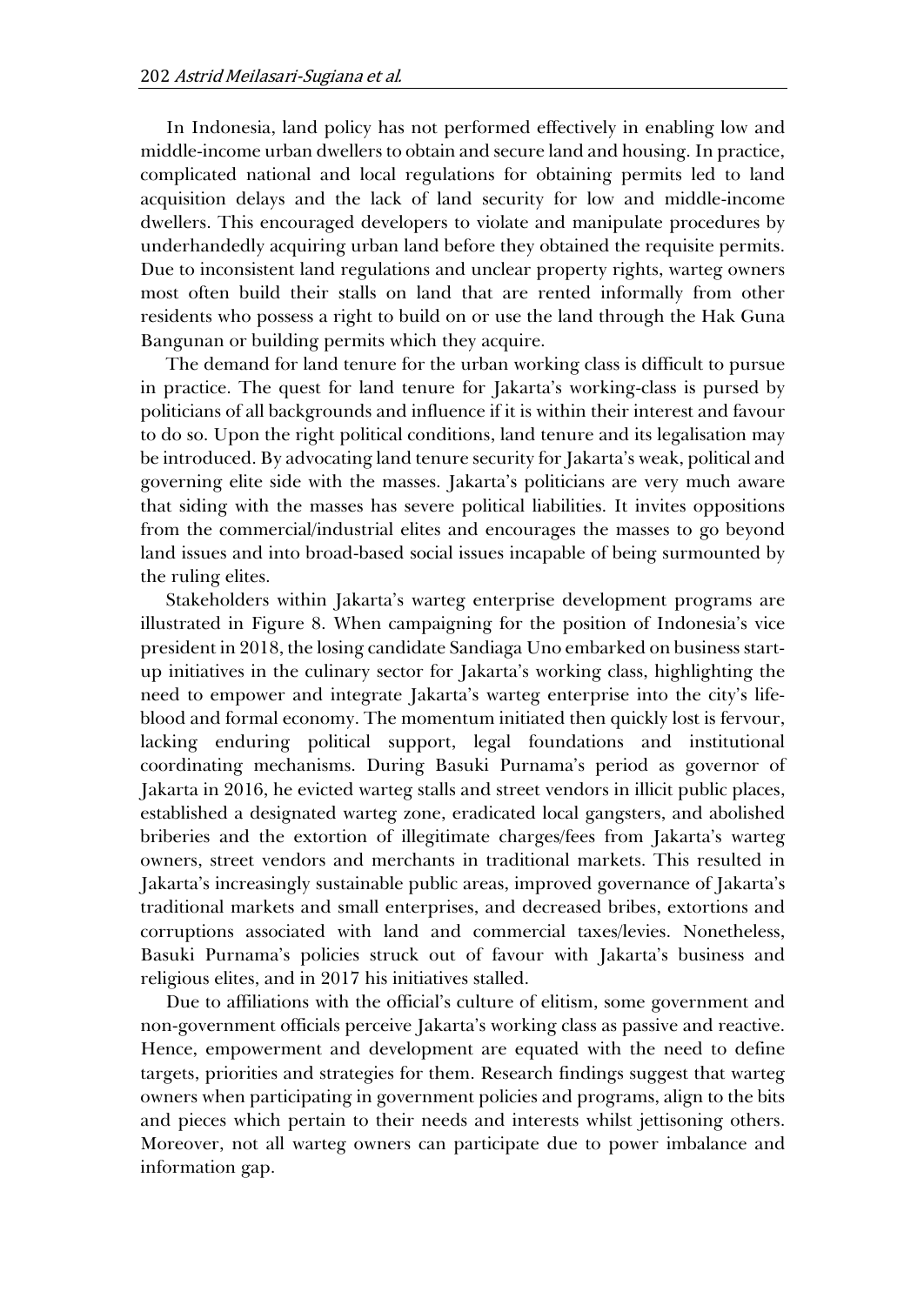In Indonesia, land policy has not performed effectively in enabling low and middle-income urban dwellers to obtain and secure land and housing. In practice, complicated national and local regulations for obtaining permits led to land acquisition delays and the lack of land security for low and middle-income dwellers. This encouraged developers to violate and manipulate procedures by underhandedly acquiring urban land before they obtained the requisite permits. Due to inconsistent land regulations and unclear property rights, warteg owners most often build their stalls on land that are rented informally from other residents who possess a right to build on or use the land through the Hak Guna Bangunan or building permits which they acquire.

The demand for land tenure for the urban working class is difficult to pursue in practice. The quest for land tenure for Jakarta's working-class is pursed by politicians of all backgrounds and influence if it is within their interest and favour to do so. Upon the right political conditions, land tenure and its legalisation may be introduced. By advocating land tenure security for Jakarta's weak, political and governing elite side with the masses. Jakarta's politicians are very much aware that siding with the masses has severe political liabilities. It invites oppositions from the commercial/industrial elites and encourages the masses to go beyond land issues and into broad-based social issues incapable of being surmounted by the ruling elites.

Stakeholders within Jakarta's warteg enterprise development programs are illustrated in Figure 8. When campaigning for the position of Indonesia's vice president in 2018, the losing candidate Sandiaga Uno embarked on business start-up initiatives in the culinary sector for Jakarta's working class, highlighting the need to empower and integrate Jakarta's warteg enterprise into the city's life-blood and formal economy. The momentum initiated then quickly lost is fervour, lacking enduring political support, legal foundations and institutional coordinating mechanisms. During Basuki Purnama's period as governor of Jakarta in 2016, he evicted warteg stalls and street vendors in illicit public places, established a designated warteg zone, eradicated local gangsters, and abolished briberies and the extortion of illegitimate charges/fees from Jakarta's warteg owners, street vendors and merchants in traditional markets. This resulted in Jakarta's increasingly sustainable public areas, improved governance of Jakarta's traditional markets and small enterprises, and decreased bribes, extortions and corruptions associated with land and commercial taxes/levies. Nonetheless, Basuki Purnama's policies struck out of favour with Jakarta's business and religious elites, and in 2017 his initiatives stalled.

Due to affiliations with the official's culture of elitism, some government and non-government officials perceive Jakarta's working class as passive and reactive. Hence, empowerment and development are equated with the need to define targets, priorities and strategies for them. Research findings suggest that warteg owners when participating in government policies and programs, align to the bits and pieces which pertain to their needs and interests whilst jettisoning others. Moreover, not all warteg owners can participate due to power imbalance and information gap.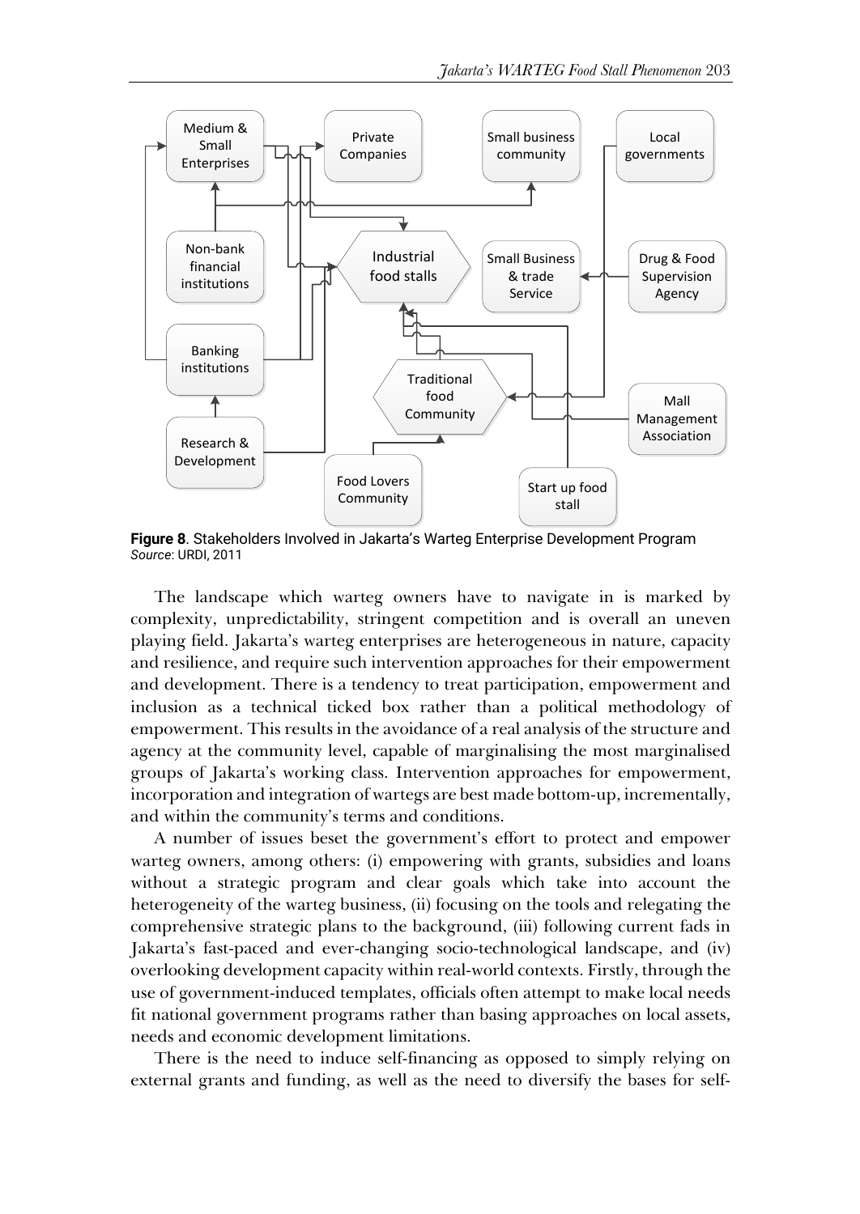**Figure 8**. Stakeholders Involved in Jakarta's Warteg Enterprise Development Program
*Source*: URDI, 2011

The landscape which warteg owners have to navigate in is marked by complexity, unpredictability, stringent competition and is overall an uneven playing field. Jakarta's warteg enterprises are heterogeneous in nature, capacity and resilience, and require such intervention approaches for their empowerment and development. There is a tendency to treat participation, empowerment and inclusion as a technical ticked box rather than a political methodology of empowerment. This results in the avoidance of a real analysis of the structure and agency at the community level, capable of marginalising the most marginalised groups of Jakarta's working class. Intervention approaches for empowerment, incorporation and integration of wartegs are best made bottom-up, incrementally, and within the community's terms and conditions.

A number of issues beset the government's effort to protect and empower warteg owners, among others: (i) empowering with grants, subsidies and loans without a strategic program and clear goals which take into account the heterogeneity of the warteg business, (ii) focusing on the tools and relegating the comprehensive strategic plans to the background, (iii) following current fads in Jakarta's fast-paced and ever-changing socio-technological landscape, and (iv) overlooking development capacity within real-world contexts. Firstly, through the use of government-induced templates, officials often attempt to make local needs fit national government programs rather than basing approaches on local assets, needs and economic development limitations.

There is the need to induce self-financing as opposed to simply relying on external grants and funding, as well as the need to diversify the bases for self-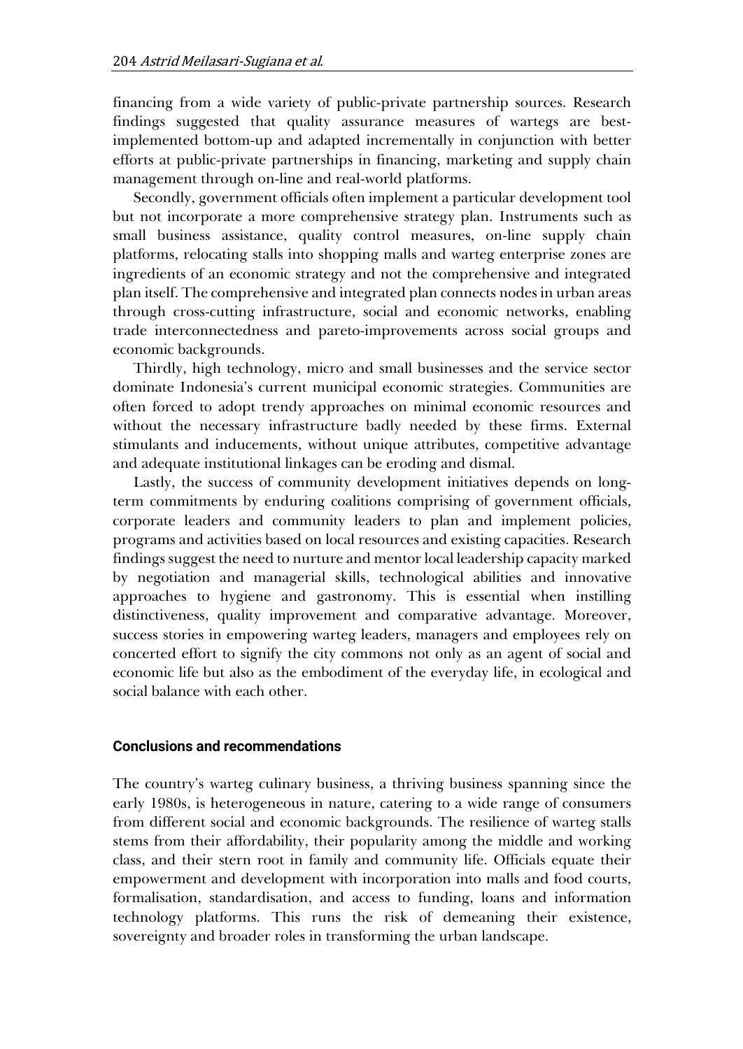financing from a wide variety of public-private partnership sources. Research findings suggested that quality assurance measures of wartegs are best-implemented bottom-up and adapted incrementally in conjunction with better efforts at public-private partnerships in financing, marketing and supply chain management through on-line and real-world platforms.

Secondly, government officials often implement a particular development tool but not incorporate a more comprehensive strategy plan. Instruments such as small business assistance, quality control measures, on-line supply chain platforms, relocating stalls into shopping malls and warteg enterprise zones are ingredients of an economic strategy and not the comprehensive and integrated plan itself. The comprehensive and integrated plan connects nodes in urban areas through cross-cutting infrastructure, social and economic networks, enabling trade interconnectedness and pareto-improvements across social groups and economic backgrounds.

Thirdly, high technology, micro and small businesses and the service sector dominate Indonesia's current municipal economic strategies. Communities are often forced to adopt trendy approaches on minimal economic resources and without the necessary infrastructure badly needed by these firms. External stimulants and inducements, without unique attributes, competitive advantage and adequate institutional linkages can be eroding and dismal.

Lastly, the success of community development initiatives depends on long-term commitments by enduring coalitions comprising of government officials, corporate leaders and community leaders to plan and implement policies, programs and activities based on local resources and existing capacities. Research findings suggest the need to nurture and mentor local leadership capacity marked by negotiation and managerial skills, technological abilities and innovative approaches to hygiene and gastronomy. This is essential when instilling distinctiveness, quality improvement and comparative advantage. Moreover, success stories in empowering warteg leaders, managers and employees rely on concerted effort to signify the city commons not only as an agent of social and economic life but also as the embodiment of the everyday life, in ecological and social balance with each other.

## Conclusions and recommendations

The country's warteg culinary business, a thriving business spanning since the early 1980s, is heterogeneous in nature, catering to a wide range of consumers from different social and economic backgrounds. The resilience of warteg stalls stems from their affordability, their popularity among the middle and working class, and their stern root in family and community life. Officials equate their empowerment and development with incorporation into malls and food courts, formalisation, standardisation, and access to funding, loans and information technology platforms. This runs the risk of demeaning their existence, sovereignty and broader roles in transforming the urban landscape.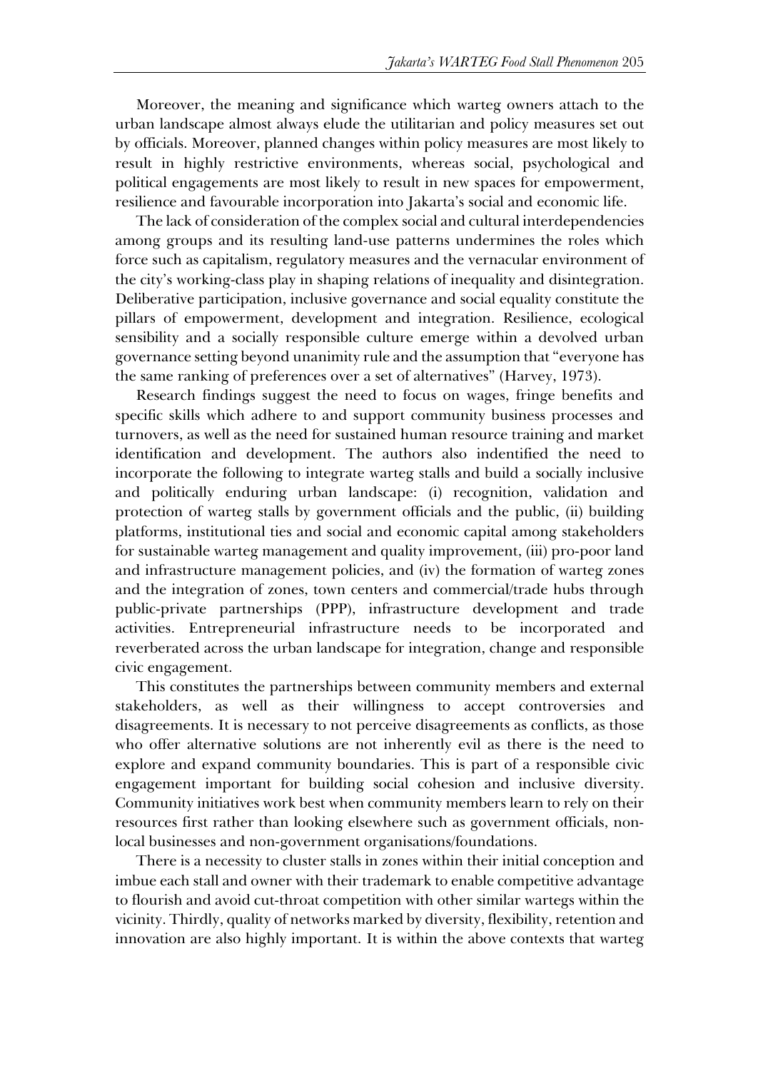Moreover, the meaning and significance which warteg owners attach to the urban landscape almost always elude the utilitarian and policy measures set out by officials. Moreover, planned changes within policy measures are most likely to result in highly restrictive environments, whereas social, psychological and political engagements are most likely to result in new spaces for empowerment, resilience and favourable incorporation into Jakarta's social and economic life.

The lack of consideration of the complex social and cultural interdependencies among groups and its resulting land-use patterns undermines the roles which force such as capitalism, regulatory measures and the vernacular environment of the city's working-class play in shaping relations of inequality and disintegration. Deliberative participation, inclusive governance and social equality constitute the pillars of empowerment, development and integration. Resilience, ecological sensibility and a socially responsible culture emerge within a devolved urban governance setting beyond unanimity rule and the assumption that "everyone has the same ranking of preferences over a set of alternatives" (Harvey, 1973).

Research findings suggest the need to focus on wages, fringe benefits and specific skills which adhere to and support community business processes and turnovers, as well as the need for sustained human resource training and market identification and development. The authors also indentified the need to incorporate the following to integrate warteg stalls and build a socially inclusive and politically enduring urban landscape: (i) recognition, validation and protection of warteg stalls by government officials and the public, (ii) building platforms, institutional ties and social and economic capital among stakeholders for sustainable warteg management and quality improvement, (iii) pro-poor land and infrastructure management policies, and (iv) the formation of warteg zones and the integration of zones, town centers and commercial/trade hubs through public-private partnerships (PPP), infrastructure development and trade activities. Entrepreneurial infrastructure needs to be incorporated and reverberated across the urban landscape for integration, change and responsible civic engagement.

This constitutes the partnerships between community members and external stakeholders, as well as their willingness to accept controversies and disagreements. It is necessary to not perceive disagreements as conflicts, as those who offer alternative solutions are not inherently evil as there is the need to explore and expand community boundaries. This is part of a responsible civic engagement important for building social cohesion and inclusive diversity. Community initiatives work best when community members learn to rely on their resources first rather than looking elsewhere such as government officials, non-local businesses and non-government organisations/foundations.

There is a necessity to cluster stalls in zones within their initial conception and imbue each stall and owner with their trademark to enable competitive advantage to flourish and avoid cut-throat competition with other similar wartegs within the vicinity. Thirdly, quality of networks marked by diversity, flexibility, retention and innovation are also highly important. It is within the above contexts that warteg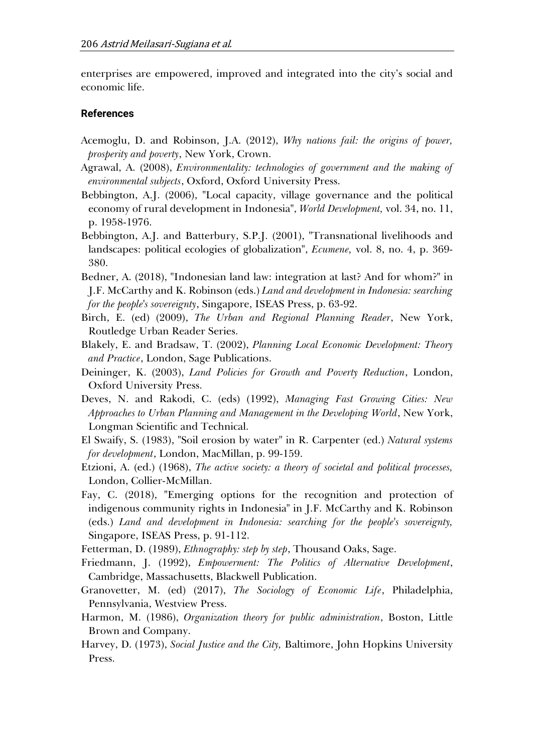enterprises are empowered, improved and integrated into the city's social and economic life.

## References

Acemoglu, D. and Robinson, J.A. (2012), *Why nations fail: the origins of power, prosperity and poverty*, New York, Crown.

Agrawal, A. (2008), *Environmentality: technologies of government and the making of environmental subjects*, Oxford, Oxford University Press.

Bebbington, A.J. (2006), "Local capacity, village governance and the political economy of rural development in Indonesia", *World Development,* vol. 34, no. 11, p. 1958-1976.

Bebbington, A.J. and Batterbury, S.P.J. (2001), "Transnational livelihoods and landscapes: political ecologies of globalization", *Ecumene,* vol. 8, no. 4, p. 369-380.

Bedner, A. (2018), "Indonesian land law: integration at last? And for whom?" in J.F. McCarthy and K. Robinson (eds.) *Land and development in Indonesia: searching for the people's sovereignty*, Singapore, ISEAS Press, p. 63-92.

Birch, E. (ed) (2009), *The Urban and Regional Planning Reader*, New York, Routledge Urban Reader Series.

Blakely, E. and Bradsaw, T. (2002), *Planning Local Economic Development: Theory and Practice*, London, Sage Publications.

Deininger, K. (2003), *Land Policies for Growth and Poverty Reduction*, London, Oxford University Press.

Deves, N. and Rakodi, C. (eds) (1992), *Managing Fast Growing Cities: New Approaches to Urban Planning and Management in the Developing World*, New York, Longman Scientific and Technical.

El Swaify, S. (1983), "Soil erosion by water" in R. Carpenter (ed.) *Natural systems for development*, London, MacMillan, p. 99-159.

Etzioni, A. (ed.) (1968), *The active society: a theory of societal and political processes,* London, Collier-McMillan.

Fay, C. (2018), "Emerging options for the recognition and protection of indigenous community rights in Indonesia" in J.F. McCarthy and K. Robinson (eds.) *Land and development in Indonesia: searching for the people's sovereignty,* Singapore, ISEAS Press, p. 91-112.

Fetterman, D. (1989), *Ethnography: step by step*, Thousand Oaks, Sage.

Friedmann, J. (1992), *Empowerment: The Politics of Alternative Development*, Cambridge, Massachusetts, Blackwell Publication.

Granovetter, M. (ed) (2017), *The Sociology of Economic Life*, Philadelphia, Pennsylvania, Westview Press.

Harmon, M. (1986), *Organization theory for public administration*, Boston, Little Brown and Company.

Harvey, D. (1973), *Social Justice and the City,* Baltimore, John Hopkins University Press.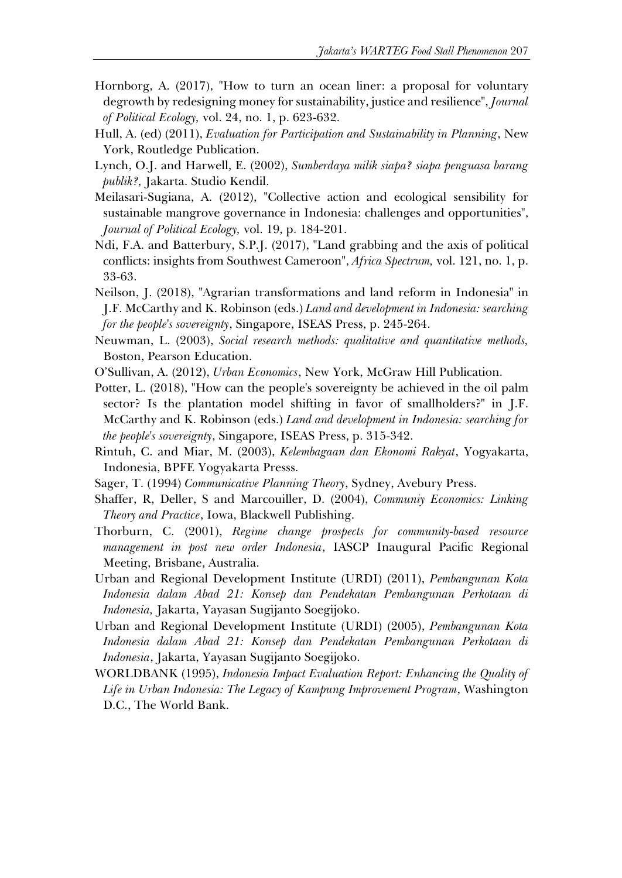Hornborg, A. (2017), "How to turn an ocean liner: a proposal for voluntary degrowth by redesigning money for sustainability, justice and resilience", *Journal of Political Ecology,* vol. 24, no. 1, p. 623-632.

Hull, A. (ed) (2011), *Evaluation for Participation and Sustainability in Planning*, New York, Routledge Publication.

Lynch, O.J. and Harwell, E. (2002), *Sumberdaya milik siapa? siapa penguasa barang publik?,* Jakarta. Studio Kendil.

Meilasari-Sugiana, A. (2012), "Collective action and ecological sensibility for sustainable mangrove governance in Indonesia: challenges and opportunities", *Journal of Political Ecology,* vol. 19, p. 184-201.

Ndi, F.A. and Batterbury, S.P.J. (2017), "Land grabbing and the axis of political conflicts: insights from Southwest Cameroon", *Africa Spectrum,* vol. 121, no. 1, p. 33-63.

Neilson, J. (2018), "Agrarian transformations and land reform in Indonesia" in J.F. McCarthy and K. Robinson (eds.) *Land and development in Indonesia: searching for the people's sovereignty,* Singapore, ISEAS Press, p. 245-264.

Neuwman, L. (2003), *Social research methods: qualitative and quantitative methods,* Boston, Pearson Education.

O'Sullivan, A. (2012), *Urban Economics*, New York, McGraw Hill Publication.

Potter, L. (2018), "How can the people's sovereignty be achieved in the oil palm sector? Is the plantation model shifting in favor of smallholders?" in J.F. McCarthy and K. Robinson (eds.) *Land and development in Indonesia: searching for the people's sovereignty*, Singapore, ISEAS Press, p. 315-342.

Rintuh, C. and Miar, M. (2003), *Kelembagaan dan Ekonomi Rakyat*, Yogyakarta, Indonesia, BPFE Yogyakarta Presss.

Sager, T. (1994) *Communicative Planning Theory*, Sydney, Avebury Press.

Shaffer, R, Deller, S and Marcouiller, D. (2004), *Communiy Economics: Linking Theory and Practice*, Iowa, Blackwell Publishing.

Thorburn, C. (2001), *Regime change prospects for community-based resource management in post new order Indonesia*, IASCP Inaugural Pacific Regional Meeting, Brisbane, Australia.

Urban and Regional Development Institute (URDI) (2011), *Pembangunan Kota Indonesia dalam Abad 21: Konsep dan Pendekatan Pembangunan Perkotaan di Indonesia,* Jakarta, Yayasan Sugijanto Soegijoko.

Urban and Regional Development Institute (URDI) (2005), *Pembangunan Kota Indonesia dalam Abad 21: Konsep dan Pendekatan Pembangunan Perkotaan di Indonesia*, Jakarta, Yayasan Sugijanto Soegijoko.

WORLDBANK (1995), *Indonesia Impact Evaluation Report: Enhancing the Quality of Life in Urban Indonesia: The Legacy of Kampung Improvement Program*, Washington D.C., The World Bank.